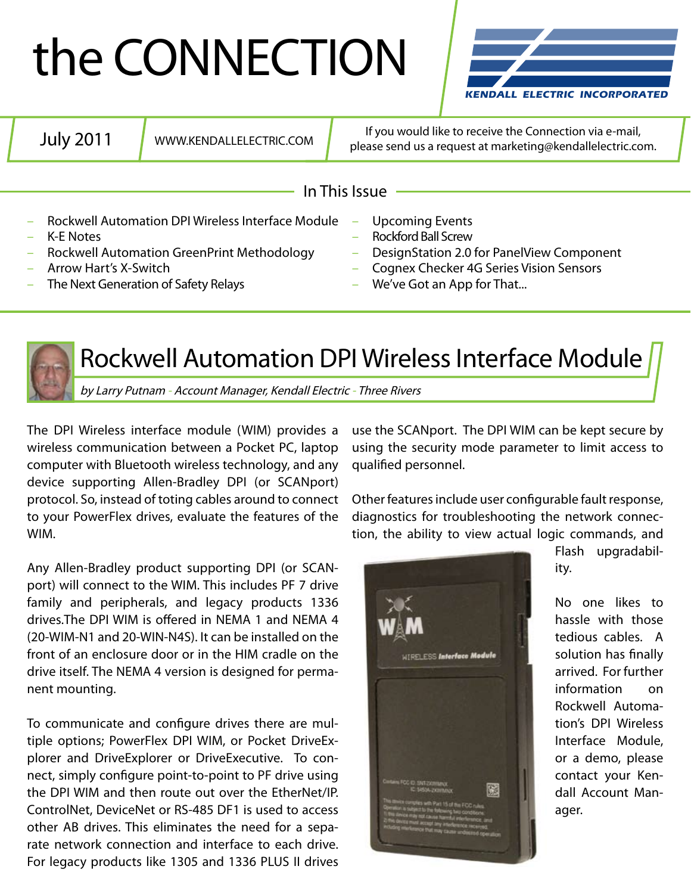# the CONNECTION

KENDALL ELECTRIC INCORPORATED

July 2011 | WWW.KENDALLELECTRIC.COM | If you would like to receive the Connection via e-mail, please send us a request at marketing@kendallelectric.com.

## In This Issue

- Rockwell Automation DPI Wireless Interface Module
- K-E Notes
- Rockwell Automation GreenPrint Methodology
- Arrow Hart's X-Switch
- The Next Generation of Safety Relays
- Upcoming Events
- Rockford Ball Screw
- DesignStation 2.0 for PanelView Component
- Cognex Checker 4G Series Vision Sensors
- We've Got an App for That...

## Rockwell Automation DPI Wireless Interface Module

*by Larry Putnam - Account Manager, Kendall Electric - Three Rivers*

The DPI Wireless interface module (WIM) provides a wireless communication between a Pocket PC, laptop computer with Bluetooth wireless technology, and any device supporting Allen-Bradley DPI (or SCANport) protocol. So, instead of toting cables around to connect to your PowerFlex drives, evaluate the features of the WIM.

Any Allen-Bradley product supporting DPI (or SCANport) will connect to the WIM. This includes PF 7 drive family and peripherals, and legacy products 1336 drives.The DPI WIM is offered in NEMA 1 and NEMA 4 (20-WIM-N1 and 20-WIN-N4S). It can be installed on the front of an enclosure door or in the HIM cradle on the drive itself. The NEMA 4 version is designed for permanent mounting.

To communicate and configure drives there are multiple options; PowerFlex DPI WIM, or Pocket DriveExplorer and DriveExplorer or DriveExecutive. To connect, simply configure point-to-point to PF drive using the DPI WIM and then route out over the EtherNet/IP. ControlNet, DeviceNet or RS-485 DF1 is used to access other AB drives. This eliminates the need for a separate network connection and interface to each drive. For legacy products like 1305 and 1336 PLUS II drives use the SCANport. The DPI WIM can be kept secure by using the security mode parameter to limit access to qualified personnel.

Other features include user configurable fault response, diagnostics for troubleshooting the network connection, the ability to view actual logic commands, and Flash upgradability.

No one likes to hassle with those tedious cables. A solution has finally arrived. For further information on Rockwell Automation's DPI Wireless Interface Module, or a demo, please contact your Kendall Account Manager.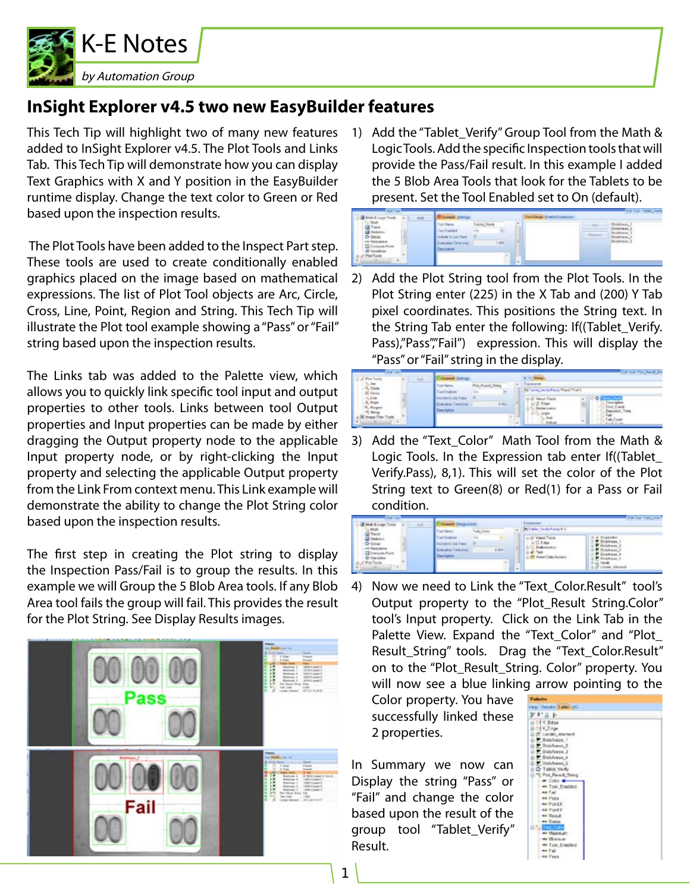# K-E Notes

*by Automation Group*

## InSight Explorer v4.5 two new EasyBuilder features

This Tech Tip will highlight two of many new features added to InSight Explorer v4.5. The Plot Tools and Links Tab. This Tech Tip will demonstrate how you can display Text Graphics with X and Y position in the EasyBuilder runtime display. Change the text color to Green or Red based upon the inspection results.

The Plot Tools have been added to the Inspect Part step. These tools are used to create conditionally enabled graphics placed on the image based on mathematical expressions. The list of Plot Tool objects are Arc, Circle, Cross, Line, Point, Region and String. This Tech Tip will illustrate the Plot tool example showing a "Pass" or "Fail" string based upon the inspection results.

The Links tab was added to the Palette view, which allows you to quickly link specific tool input and output properties to other tools. Links between tool Output properties and Input properties can be made by either dragging the Output property node to the applicable Input property node, or by right-clicking the Input property and selecting the applicable Output property from the Link From context menu. This Link example will demonstrate the ability to change the Plot String color based upon the inspection results.

The first step in creating the Plot string to display the Inspection Pass/Fail is to group the results. In this example we will Group the 5 Blob Area tools. If any Blob Area tool fails the group will fail. This provides the result for the Plot String. See Display Results images.

1) Add the "Tablet_Verify" Group Tool from the Math & Logic Tools. Add the specific Inspection tools that will provide the Pass/Fail result. In this example I added the 5 Blob Area Tools that look for the Tablets to be present. Set the Tool Enabled set to On (default).

2) Add the Plot String tool from the Plot Tools. In the Plot String enter (225) in the X Tab and (200) Y Tab pixel coordinates. This positions the String text. In the String Tab enter the following: If((Tablet_Verify.Pass),"Pass","Fail") expression. This will display the "Pass" or "Fail" string in the display.

3) Add the "Text_Color" Math Tool from the Math & Logic Tools. In the Expression tab enter If((Tablet_Verify.Pass), 8,1). This will set the color of the Plot String text to Green(8) or Red(1) for a Pass or Fail condition.

4) Now we need to Link the "Text_Color.Result" tool's Output property to the "Plot_Result String.Color" tool's Input property. Click on the Link Tab in the Palette View. Expand the "Text_Color" and "Plot_Result_String" tools. Drag the "Text_Color.Result" on to the "Plot_Result_String. Color" property. You will now see a blue linking arrow pointing to the Color property. You have successfully linked these 2 properties.

In Summary we now can Display the string "Pass" or "Fail" and change the color based upon the result of the group tool "Tablet_Verify" Result.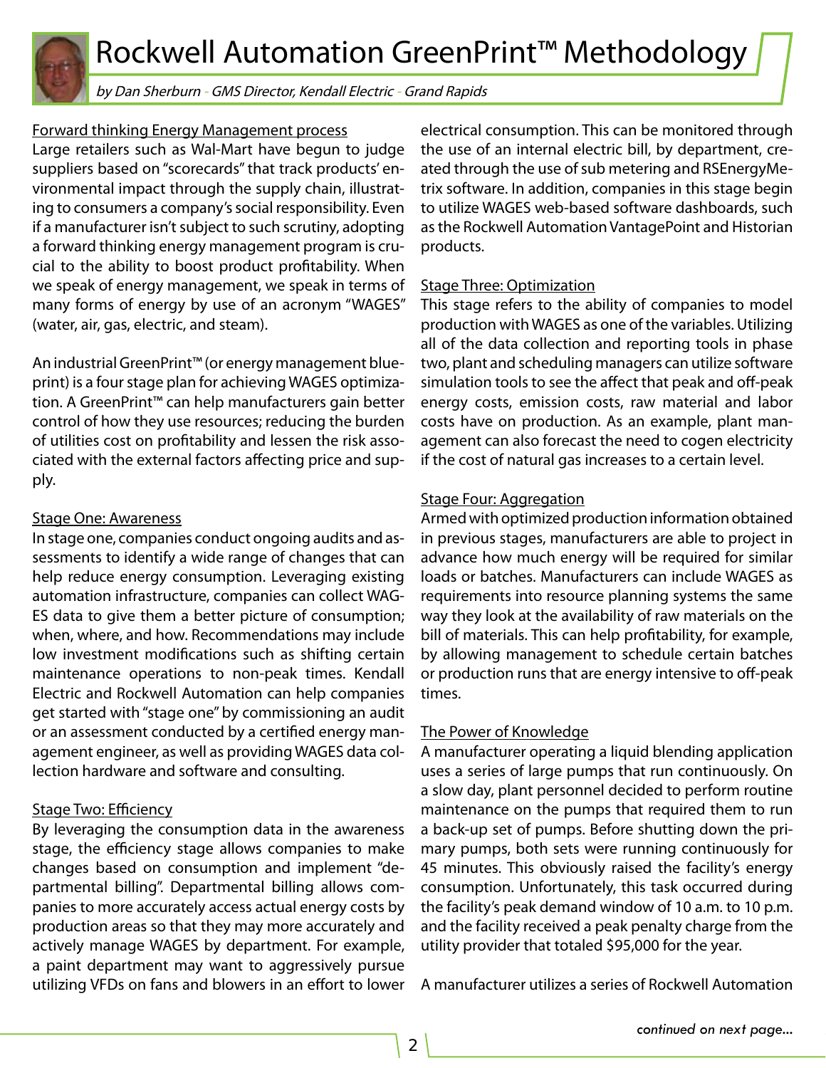# Rockwell Automation GreenPrint™ Methodology

*by Dan Sherburn - GMS Director, Kendall Electric - Grand Rapids*

## Forward thinking Energy Management process

Large retailers such as Wal-Mart have begun to judge suppliers based on "scorecards" that track products' environmental impact through the supply chain, illustrating to consumers a company's social responsibility. Even if a manufacturer isn't subject to such scrutiny, adopting a forward thinking energy management program is crucial to the ability to boost product profitability. When we speak of energy management, we speak in terms of many forms of energy by use of an acronym "WAGES" (water, air, gas, electric, and steam).

An industrial GreenPrint™ (or energy management blueprint) is a four stage plan for achieving WAGES optimization. A GreenPrint™ can help manufacturers gain better control of how they use resources; reducing the burden of utilities cost on profitability and lessen the risk associated with the external factors affecting price and supply.

## Stage One: Awareness

In stage one, companies conduct ongoing audits and assessments to identify a wide range of changes that can help reduce energy consumption. Leveraging existing automation infrastructure, companies can collect WAGES data to give them a better picture of consumption; when, where, and how. Recommendations may include low investment modifications such as shifting certain maintenance operations to non-peak times. Kendall Electric and Rockwell Automation can help companies get started with "stage one" by commissioning an audit or an assessment conducted by a certified energy management engineer, as well as providing WAGES data collection hardware and software and consulting.

## Stage Two: Efficiency

By leveraging the consumption data in the awareness stage, the efficiency stage allows companies to make changes based on consumption and implement "departmental billing". Departmental billing allows companies to more accurately access actual energy costs by production areas so that they may more accurately and actively manage WAGES by department. For example, a paint department may want to aggressively pursue utilizing VFDs on fans and blowers in an effort to lower electrical consumption. This can be monitored through the use of an internal electric bill, by department, created through the use of sub metering and RSEnergyMetrix software. In addition, companies in this stage begin to utilize WAGES web-based software dashboards, such as the Rockwell Automation VantagePoint and Historian products.

## Stage Three: Optimization

This stage refers to the ability of companies to model production with WAGES as one of the variables. Utilizing all of the data collection and reporting tools in phase two, plant and scheduling managers can utilize software simulation tools to see the affect that peak and off-peak energy costs, emission costs, raw material and labor costs have on production. As an example, plant management can also forecast the need to cogen electricity if the cost of natural gas increases to a certain level.

## Stage Four: Aggregation

Armed with optimized production information obtained in previous stages, manufacturers are able to project in advance how much energy will be required for similar loads or batches. Manufacturers can include WAGES as requirements into resource planning systems the same way they look at the availability of raw materials on the bill of materials. This can help profitability, for example, by allowing management to schedule certain batches or production runs that are energy intensive to off-peak times.

## The Power of Knowledge

A manufacturer operating a liquid blending application uses a series of large pumps that run continuously. On a slow day, plant personnel decided to perform routine maintenance on the pumps that required them to run a back-up set of pumps. Before shutting down the primary pumps, both sets were running continuously for 45 minutes. This obviously raised the facility's energy consumption. Unfortunately, this task occurred during the facility's peak demand window of 10 a.m. to 10 p.m. and the facility received a peak penalty charge from the utility provider that totaled $95,000 for the year.

A manufacturer utilizes a series of Rockwell Automation

*continued on next page...*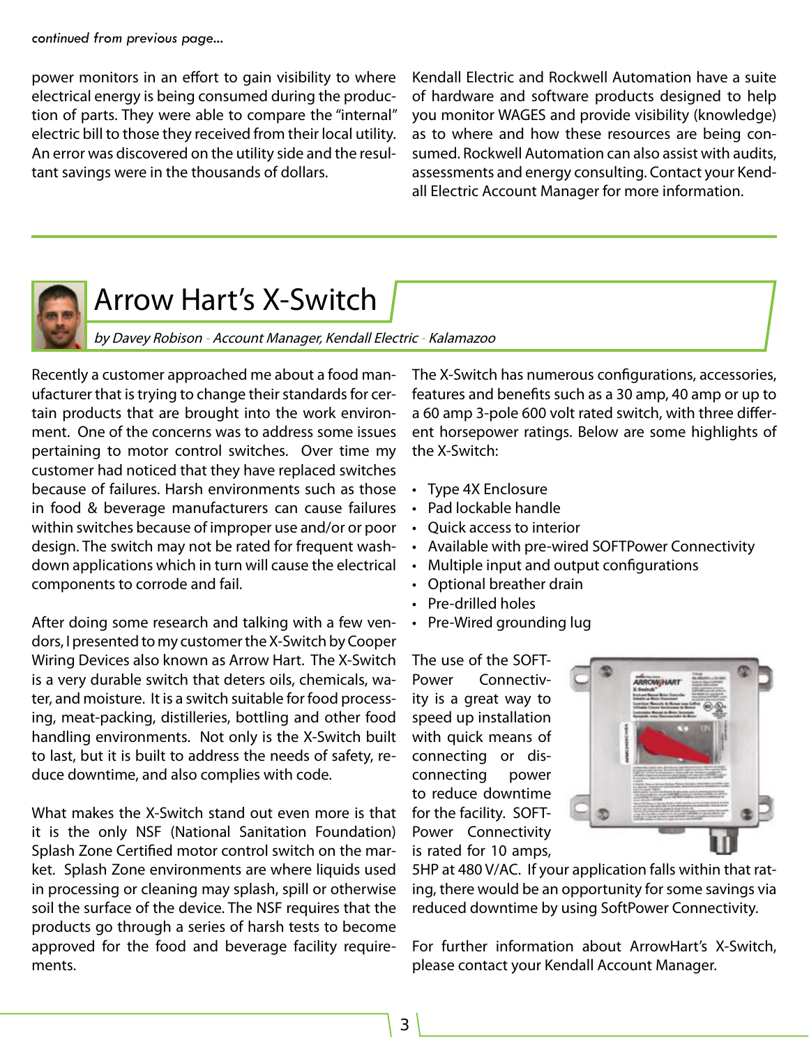*continued from previous page...*

power monitors in an effort to gain visibility to where electrical energy is being consumed during the production of parts. They were able to compare the "internal" electric bill to those they received from their local utility. An error was discovered on the utility side and the resultant savings were in the thousands of dollars.

Kendall Electric and Rockwell Automation have a suite of hardware and software products designed to help you monitor WAGES and provide visibility (knowledge) as to where and how these resources are being consumed. Rockwell Automation can also assist with audits, assessments and energy consulting. Contact your Kendall Electric Account Manager for more information.

# Arrow Hart's X-Switch

*by Davey Robison - Account Manager, Kendall Electric - Kalamazoo*

Recently a customer approached me about a food manufacturer that is trying to change their standards for certain products that are brought into the work environment. One of the concerns was to address some issues pertaining to motor control switches. Over time my customer had noticed that they have replaced switches because of failures. Harsh environments such as those in food & beverage manufacturers can cause failures within switches because of improper use and/or or poor design. The switch may not be rated for frequent wash-down applications which in turn will cause the electrical components to corrode and fail.

After doing some research and talking with a few vendors, I presented to my customer the X-Switch by Cooper Wiring Devices also known as Arrow Hart. The X-Switch is a very durable switch that deters oils, chemicals, water, and moisture. It is a switch suitable for food processing, meat-packing, distilleries, bottling and other food handling environments. Not only is the X-Switch built to last, but it is built to address the needs of safety, reduce downtime, and also complies with code.

What makes the X-Switch stand out even more is that it is the only NSF (National Sanitation Foundation) Splash Zone Certified motor control switch on the market. Splash Zone environments are where liquids used in processing or cleaning may splash, spill or otherwise soil the surface of the device. The NSF requires that the products go through a series of harsh tests to become approved for the food and beverage facility requirements.

The X-Switch has numerous configurations, accessories, features and benefits such as a 30 amp, 40 amp or up to a 60 amp 3-pole 600 volt rated switch, with three different horsepower ratings. Below are some highlights of the X-Switch:

- Type 4X Enclosure
- Pad lockable handle
- Quick access to interior
- Available with pre-wired SOFTPower Connectivity
- Multiple input and output configurations
- Optional breather drain
- Pre-drilled holes
- Pre-Wired grounding lug

The use of the SOFTPower Connectivity is a great way to speed up installation with quick means of connecting or disconnecting power to reduce downtime for the facility. SOFTPower Connectivity is rated for 10 amps, 5HP at 480 V/AC. If your application falls within that rating, there would be an opportunity for some savings via reduced downtime by using SoftPower Connectivity.

For further information about ArrowHart's X-Switch, please contact your Kendall Account Manager.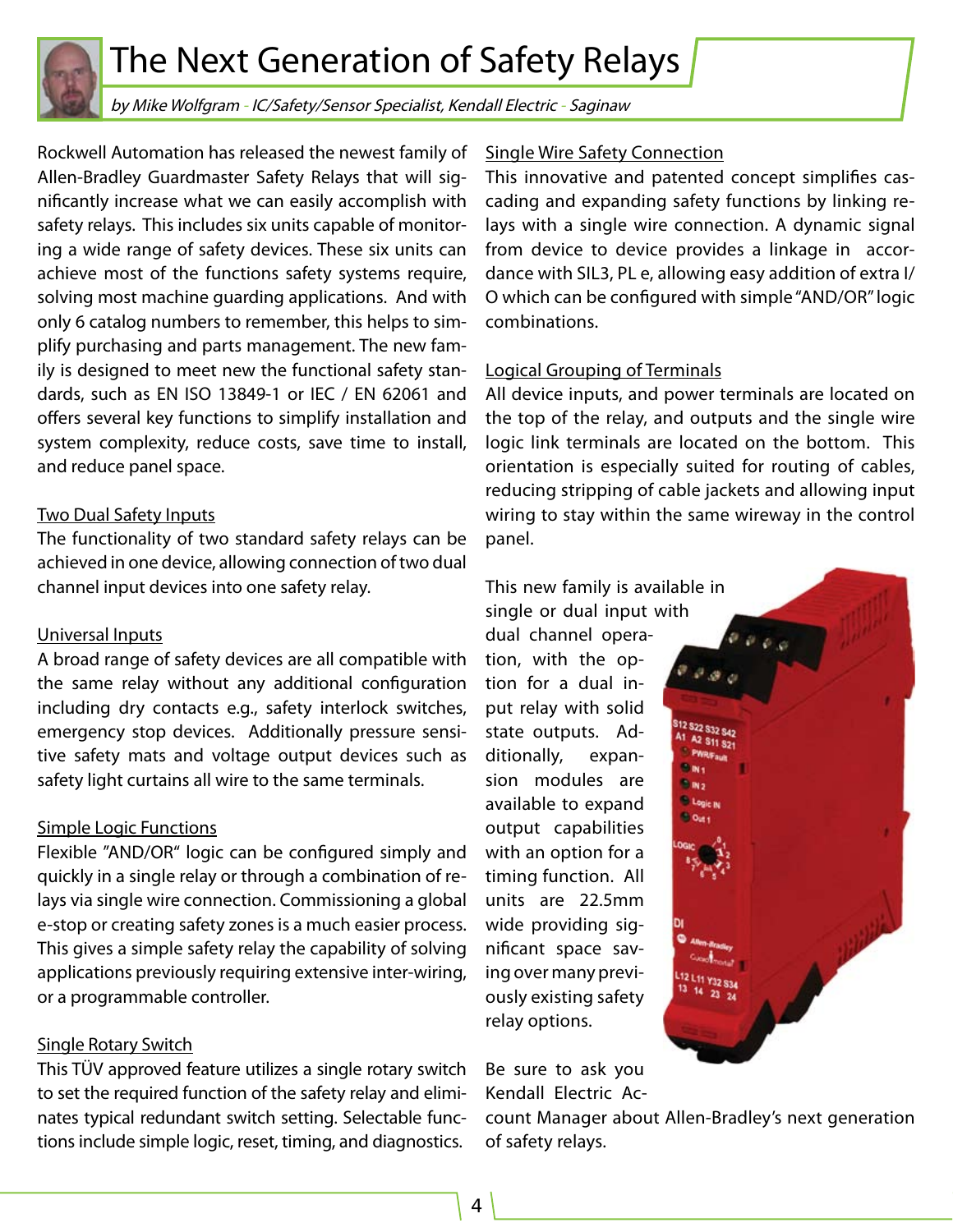# The Next Generation of Safety Relays

*by Mike Wolfgram - IC/Safety/Sensor Specialist, Kendall Electric - Saginaw*

Rockwell Automation has released the newest family of Allen-Bradley Guardmaster Safety Relays that will significantly increase what we can easily accomplish with safety relays. This includes six units capable of monitoring a wide range of safety devices. These six units can achieve most of the functions safety systems require, solving most machine guarding applications. And with only 6 catalog numbers to remember, this helps to simplify purchasing and parts management. The new family is designed to meet new the functional safety standards, such as EN ISO 13849-1 or IEC / EN 62061 and offers several key functions to simplify installation and system complexity, reduce costs, save time to install, and reduce panel space.

## Two Dual Safety Inputs

The functionality of two standard safety relays can be achieved in one device, allowing connection of two dual channel input devices into one safety relay.

## Universal Inputs

A broad range of safety devices are all compatible with the same relay without any additional configuration including dry contacts e.g., safety interlock switches, emergency stop devices. Additionally pressure sensitive safety mats and voltage output devices such as safety light curtains all wire to the same terminals.

## Simple Logic Functions

Flexible "AND/OR" logic can be configured simply and quickly in a single relay or through a combination of relays via single wire connection. Commissioning a global e-stop or creating safety zones is a much easier process. This gives a simple safety relay the capability of solving applications previously requiring extensive inter-wiring, or a programmable controller.

## Single Rotary Switch

This TÜV approved feature utilizes a single rotary switch to set the required function of the safety relay and eliminates typical redundant switch setting. Selectable functions include simple logic, reset, timing, and diagnostics.

## Single Wire Safety Connection

This innovative and patented concept simplifies cascading and expanding safety functions by linking relays with a single wire connection. A dynamic signal from device to device provides a linkage in accordance with SIL3, PL e, allowing easy addition of extra I/O which can be configured with simple "AND/OR" logic combinations.

## Logical Grouping of Terminals

All device inputs, and power terminals are located on the top of the relay, and outputs and the single wire logic link terminals are located on the bottom. This orientation is especially suited for routing of cables, reducing stripping of cable jackets and allowing input wiring to stay within the same wireway in the control panel.

This new family is available in single or dual input with dual channel operation, with the option for a dual input relay with solid state outputs. Additionally, expansion modules are available to expand output capabilities with an option for a timing function. All units are 22.5mm wide providing significant space saving over many previously existing safety relay options.

Be sure to ask you Kendall Electric Account Manager about Allen-Bradley's next generation of safety relays.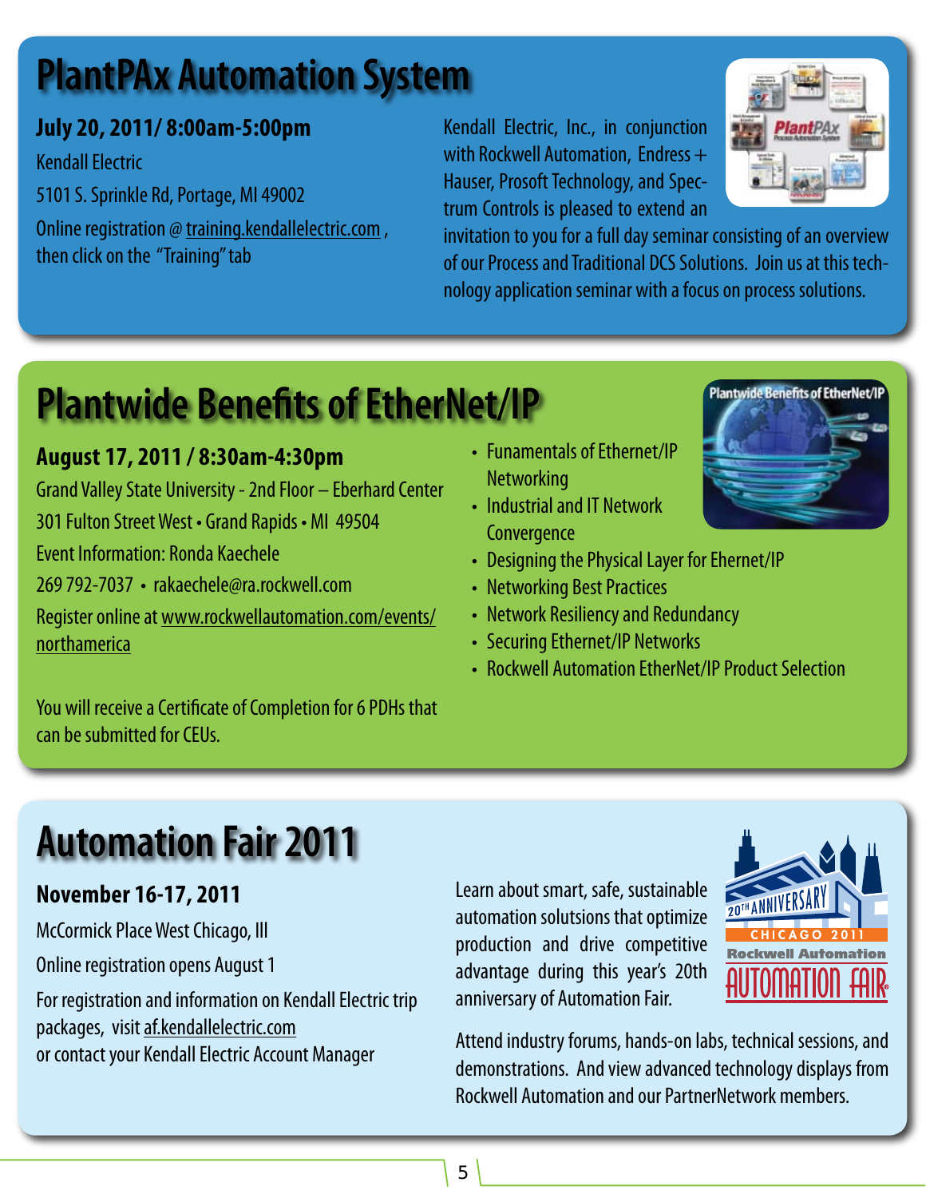# PlantPAx Automation System

**July 20, 2011/ 8:00am-5:00pm**

Kendall Electric

5101 S. Sprinkle Rd, Portage, MI 49002

Online registration @ training.kendallelectric.com , then click on the "Training" tab

Kendall Electric, Inc., in conjunction with Rockwell Automation, Endress + Hauser, Prosoft Technology, and Spectrum Controls is pleased to extend an invitation to you for a full day seminar consisting of an overview of our Process and Traditional DCS Solutions. Join us at this technology application seminar with a focus on process solutions.

# Plantwide Benefits of EtherNet/IP

**August 17, 2011 / 8:30am-4:30pm**

Grand Valley State University - 2nd Floor – Eberhard Center

301 Fulton Street West • Grand Rapids • MI 49504

Event Information: Ronda Kaechele

269 792-7037 • rakaechele@ra.rockwell.com

Register online at www.rockwellautomation.com/events/northamerica

You will receive a Certificate of Completion for 6 PDHs that can be submitted for CEUs.

- Funamentals of Ethernet/IP Networking
- Industrial and IT Network Convergence
- Designing the Physical Layer for Ehernet/IP
- Networking Best Practices
- Network Resiliency and Redundancy
- Securing Ethernet/IP Networks
- Rockwell Automation EtherNet/IP Product Selection

# Automation Fair 2011

**November 16-17, 2011**

McCormick Place West Chicago, Ill

Online registration opens August 1

For registration and information on Kendall Electric trip packages, visit af.kendallelectric.com or contact your Kendall Electric Account Manager

Learn about smart, safe, sustainable automation solutsions that optimize production and drive competitive advantage during this year's 20th anniversary of Automation Fair.

Attend industry forums, hands-on labs, technical sessions, and demonstrations. And view advanced technology displays from Rockwell Automation and our PartnerNetwork members.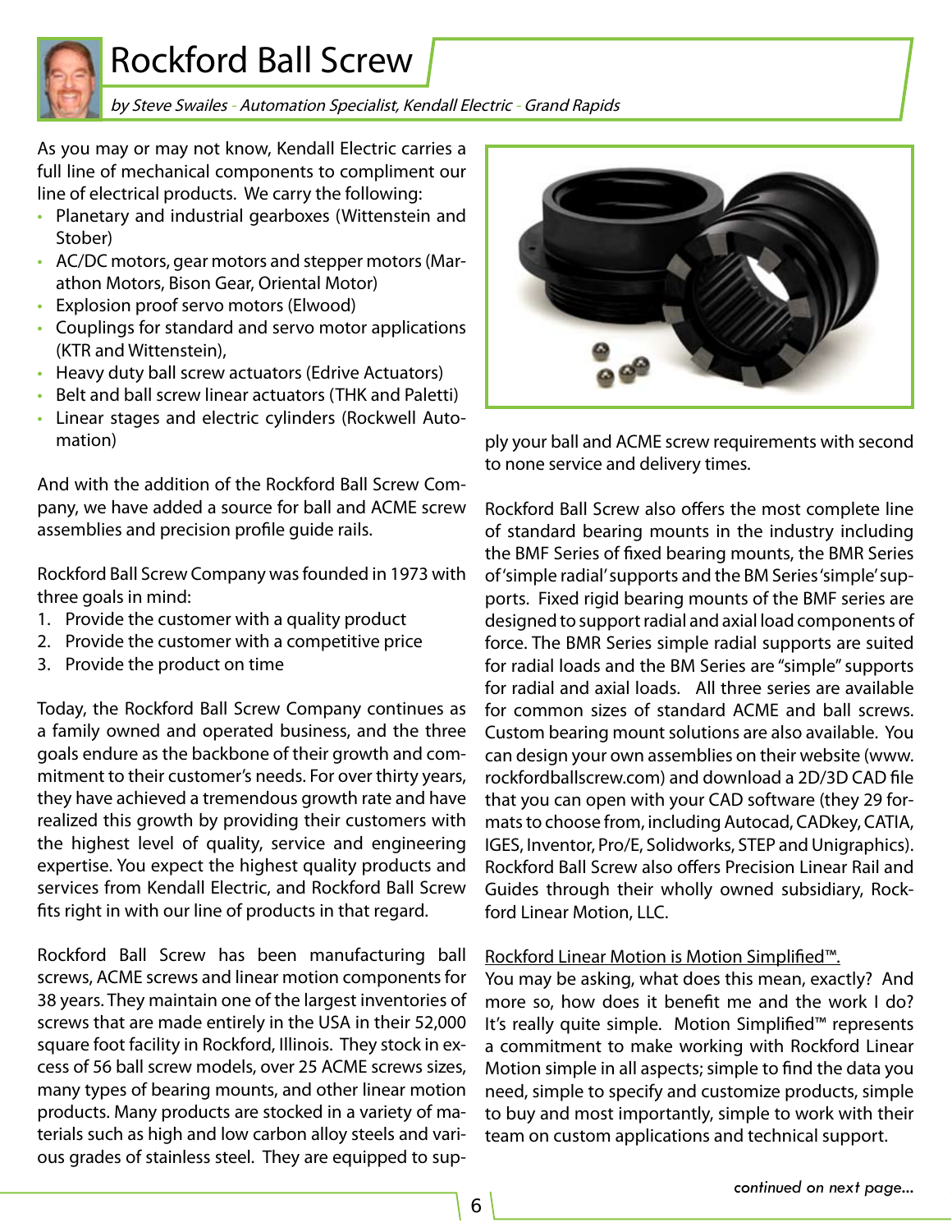# Rockford Ball Screw

*by Steve Swailes - Automation Specialist, Kendall Electric - Grand Rapids*

As you may or may not know, Kendall Electric carries a full line of mechanical components to compliment our line of electrical products. We carry the following:

- Planetary and industrial gearboxes (Wittenstein and Stober)
- AC/DC motors, gear motors and stepper motors (Marathon Motors, Bison Gear, Oriental Motor)
- Explosion proof servo motors (Elwood)
- Couplings for standard and servo motor applications (KTR and Wittenstein),
- Heavy duty ball screw actuators (Edrive Actuators)
- Belt and ball screw linear actuators (THK and Paletti)
- Linear stages and electric cylinders (Rockwell Automation)

And with the addition of the Rockford Ball Screw Company, we have added a source for ball and ACME screw assemblies and precision profile guide rails.

Rockford Ball Screw Company was founded in 1973 with three goals in mind:

1. Provide the customer with a quality product
2. Provide the customer with a competitive price
3. Provide the product on time

Today, the Rockford Ball Screw Company continues as a family owned and operated business, and the three goals endure as the backbone of their growth and commitment to their customer's needs. For over thirty years, they have achieved a tremendous growth rate and have realized this growth by providing their customers with the highest level of quality, service and engineering expertise. You expect the highest quality products and services from Kendall Electric, and Rockford Ball Screw fits right in with our line of products in that regard.

Rockford Ball Screw has been manufacturing ball screws, ACME screws and linear motion components for 38 years. They maintain one of the largest inventories of screws that are made entirely in the USA in their 52,000 square foot facility in Rockford, Illinois. They stock in excess of 56 ball screw models, over 25 ACME screws sizes, many types of bearing mounts, and other linear motion products. Many products are stocked in a variety of materials such as high and low carbon alloy steels and various grades of stainless steel. They are equipped to supply your ball and ACME screw requirements with second to none service and delivery times.

Rockford Ball Screw also offers the most complete line of standard bearing mounts in the industry including the BMF Series of fixed bearing mounts, the BMR Series of 'simple radial' supports and the BM Series 'simple' supports. Fixed rigid bearing mounts of the BMF series are designed to support radial and axial load components of force. The BMR Series simple radial supports are suited for radial loads and the BM Series are "simple" supports for radial and axial loads. All three series are available for common sizes of standard ACME and ball screws. Custom bearing mount solutions are also available. You can design your own assemblies on their website (www.rockfordballscrew.com) and download a 2D/3D CAD file that you can open with your CAD software (they 29 formats to choose from, including Autocad, CADkey, CATIA, IGES, Inventor, Pro/E, Solidworks, STEP and Unigraphics). Rockford Ball Screw also offers Precision Linear Rail and Guides through their wholly owned subsidiary, Rockford Linear Motion, LLC.

Rockford Linear Motion is Motion Simplified™.

You may be asking, what does this mean, exactly? And more so, how does it benefit me and the work I do? It's really quite simple. Motion Simplified™ represents a commitment to make working with Rockford Linear Motion simple in all aspects; simple to find the data you need, simple to specify and customize products, simple to buy and most importantly, simple to work with their team on custom applications and technical support.

*continued on next page...*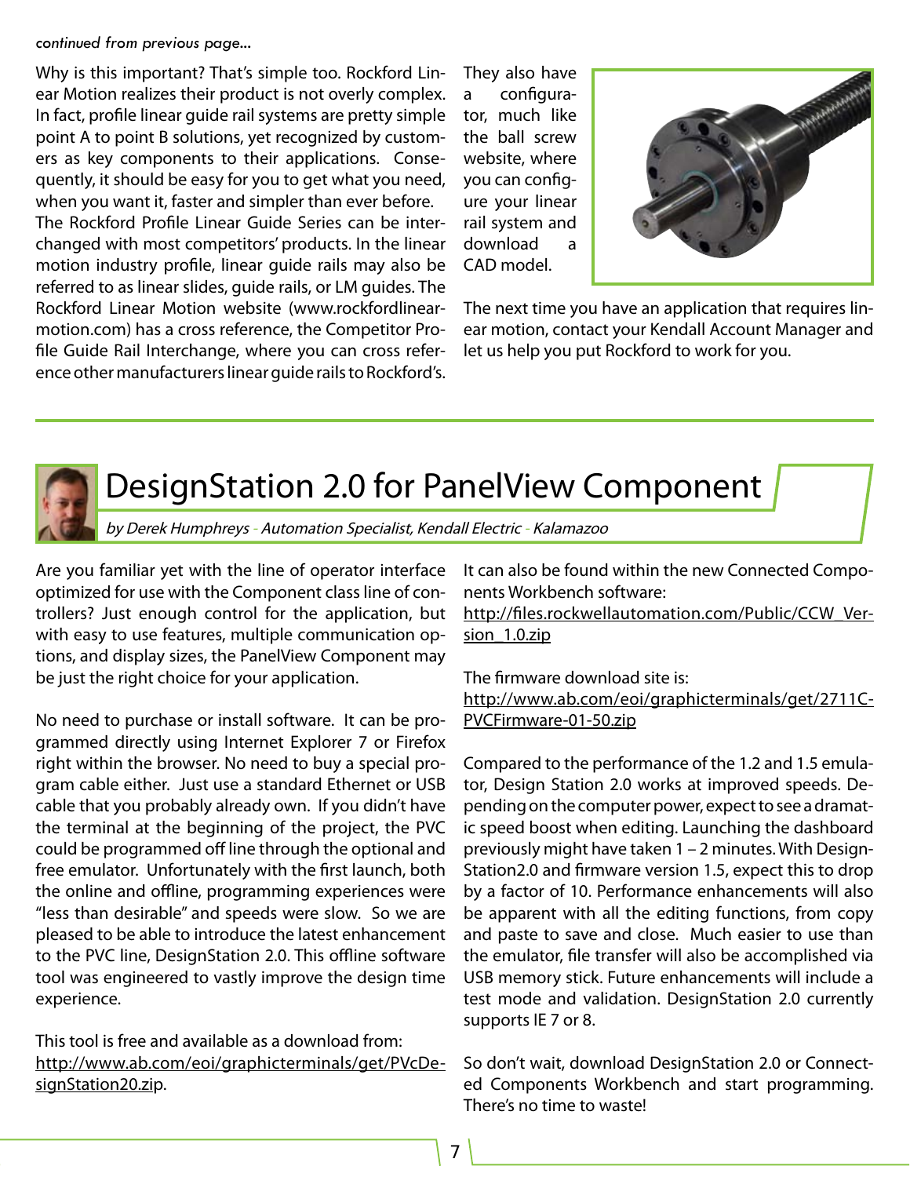*continued from previous page...*

Why is this important? That's simple too. Rockford Linear Motion realizes their product is not overly complex. In fact, profile linear guide rail systems are pretty simple point A to point B solutions, yet recognized by customers as key components to their applications. Consequently, it should be easy for you to get what you need, when you want it, faster and simpler than ever before. The Rockford Profile Linear Guide Series can be interchanged with most competitors' products. In the linear motion industry profile, linear guide rails may also be referred to as linear slides, guide rails, or LM guides. The Rockford Linear Motion website (www.rockfordlinearmotion.com) has a cross reference, the Competitor Profile Guide Rail Interchange, where you can cross reference other manufacturers linear guide rails to Rockford's.

They also have a configurator, much like the ball screw website, where you can configure your linear rail system and download a CAD model.

The next time you have an application that requires linear motion, contact your Kendall Account Manager and let us help you put Rockford to work for you.

## DesignStation 2.0 for PanelView Component

*by Derek Humphreys - Automation Specialist, Kendall Electric - Kalamazoo*

Are you familiar yet with the line of operator interface optimized for use with the Component class line of controllers? Just enough control for the application, but with easy to use features, multiple communication options, and display sizes, the PanelView Component may be just the right choice for your application.

No need to purchase or install software. It can be programmed directly using Internet Explorer 7 or Firefox right within the browser. No need to buy a special program cable either. Just use a standard Ethernet or USB cable that you probably already own. If you didn't have the terminal at the beginning of the project, the PVC could be programmed off line through the optional and free emulator. Unfortunately with the first launch, both the online and offline, programming experiences were "less than desirable" and speeds were slow. So we are pleased to be able to introduce the latest enhancement to the PVC line, DesignStation 2.0. This offline software tool was engineered to vastly improve the design time experience.

This tool is free and available as a download from:
http://www.ab.com/eoi/graphicterminals/get/PVcDesignStation20.zip.

It can also be found within the new Connected Components Workbench software:
http://files.rockwellautomation.com/Public/CCW_Version_1.0.zip

The firmware download site is:
http://www.ab.com/eoi/graphicterminals/get/2711C-PVCFirmware-01-50.zip

Compared to the performance of the 1.2 and 1.5 emulator, Design Station 2.0 works at improved speeds. Depending on the computer power, expect to see a dramatic speed boost when editing. Launching the dashboard previously might have taken 1 – 2 minutes. With DesignStation2.0 and firmware version 1.5, expect this to drop by a factor of 10. Performance enhancements will also be apparent with all the editing functions, from copy and paste to save and close. Much easier to use than the emulator, file transfer will also be accomplished via USB memory stick. Future enhancements will include a test mode and validation. DesignStation 2.0 currently supports IE 7 or 8.

So don't wait, download DesignStation 2.0 or Connected Components Workbench and start programming. There's no time to waste!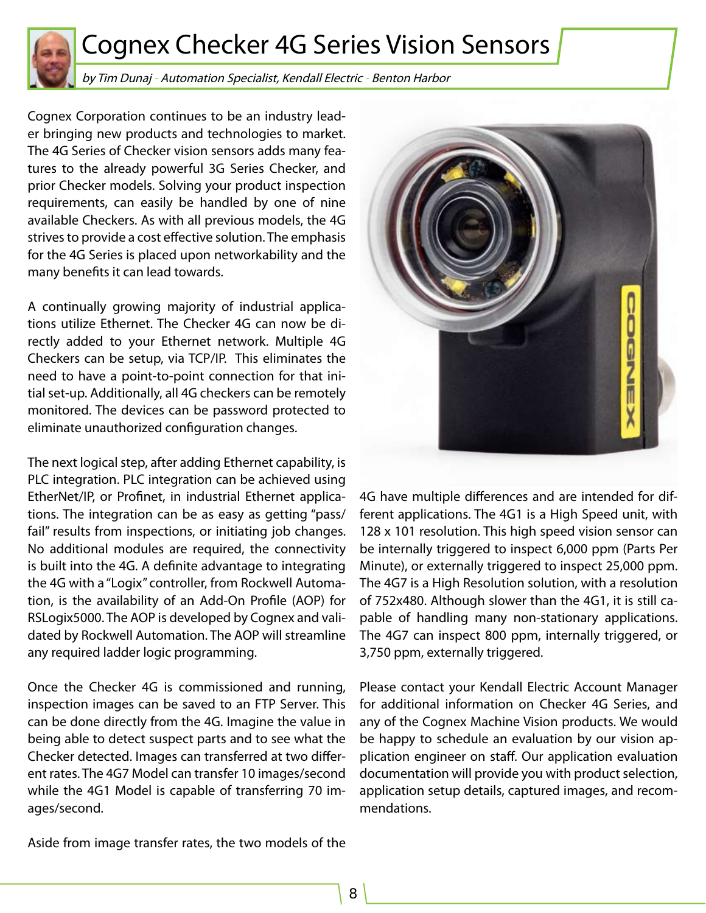# Cognex Checker 4G Series Vision Sensors

*by Tim Dunaj - Automation Specialist, Kendall Electric - Benton Harbor*

Cognex Corporation continues to be an industry leader bringing new products and technologies to market. The 4G Series of Checker vision sensors adds many features to the already powerful 3G Series Checker, and prior Checker models. Solving your product inspection requirements, can easily be handled by one of nine available Checkers. As with all previous models, the 4G strives to provide a cost effective solution. The emphasis for the 4G Series is placed upon networkability and the many benefits it can lead towards.

A continually growing majority of industrial applications utilize Ethernet. The Checker 4G can now be directly added to your Ethernet network. Multiple 4G Checkers can be setup, via TCP/IP. This eliminates the need to have a point-to-point connection for that initial set-up. Additionally, all 4G checkers can be remotely monitored. The devices can be password protected to eliminate unauthorized configuration changes.

The next logical step, after adding Ethernet capability, is PLC integration. PLC integration can be achieved using EtherNet/IP, or Profinet, in industrial Ethernet applications. The integration can be as easy as getting "pass/fail" results from inspections, or initiating job changes. No additional modules are required, the connectivity is built into the 4G. A definite advantage to integrating the 4G with a "Logix" controller, from Rockwell Automation, is the availability of an Add-On Profile (AOP) for RSLogix5000. The AOP is developed by Cognex and validated by Rockwell Automation. The AOP will streamline any required ladder logic programming.

Once the Checker 4G is commissioned and running, inspection images can be saved to an FTP Server. This can be done directly from the 4G. Imagine the value in being able to detect suspect parts and to see what the Checker detected. Images can transferred at two different rates. The 4G7 Model can transfer 10 images/second while the 4G1 Model is capable of transferring 70 images/second.

Aside from image transfer rates, the two models of the 4G have multiple differences and are intended for different applications. The 4G1 is a High Speed unit, with 128 x 101 resolution. This high speed vision sensor can be internally triggered to inspect 6,000 ppm (Parts Per Minute), or externally triggered to inspect 25,000 ppm. The 4G7 is a High Resolution solution, with a resolution of 752x480. Although slower than the 4G1, it is still capable of handling many non-stationary applications. The 4G7 can inspect 800 ppm, internally triggered, or 3,750 ppm, externally triggered.

Please contact your Kendall Electric Account Manager for additional information on Checker 4G Series, and any of the Cognex Machine Vision products. We would be happy to schedule an evaluation by our vision application engineer on staff. Our application evaluation documentation will provide you with product selection, application setup details, captured images, and recommendations.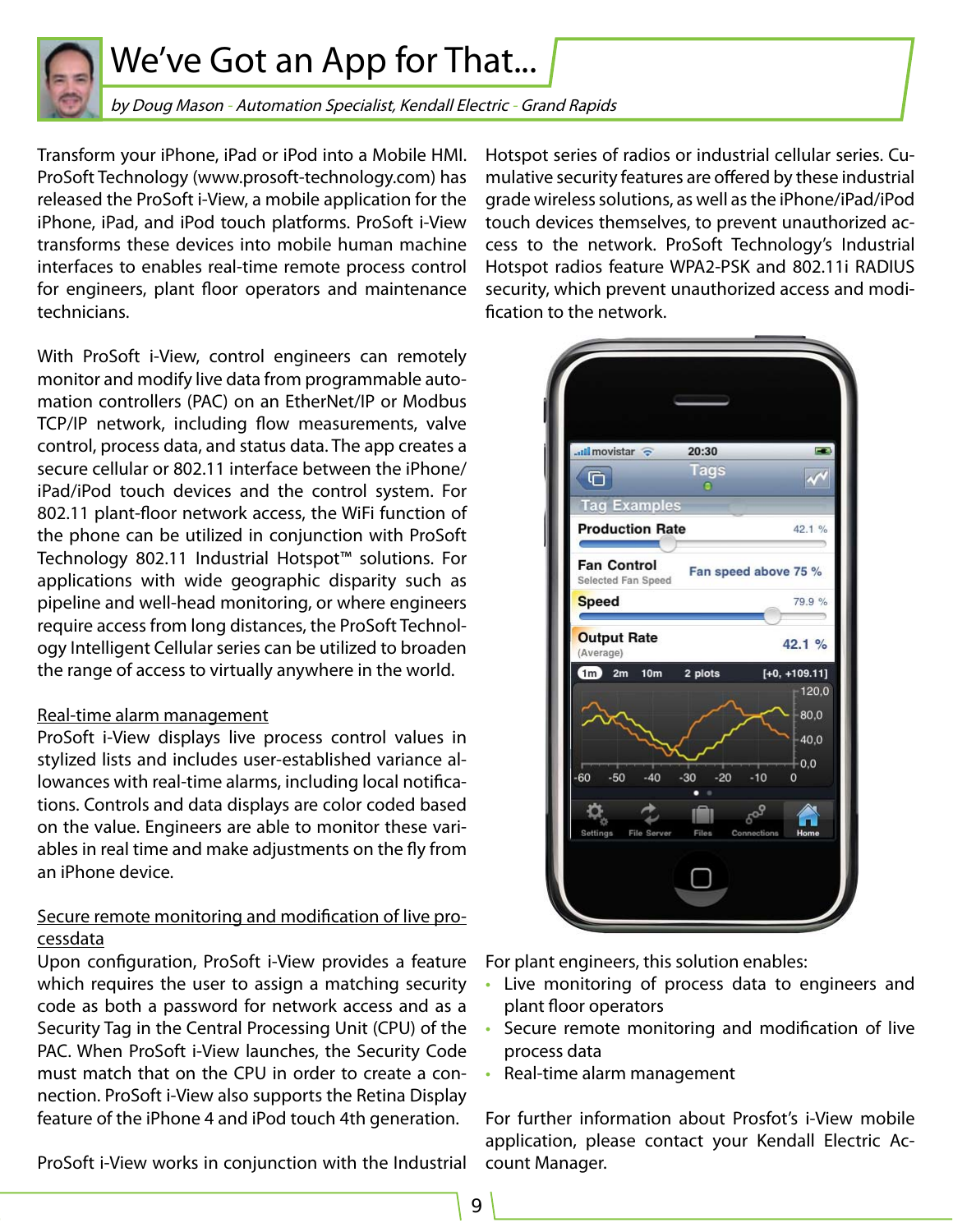# We've Got an App for That...

*by Doug Mason - Automation Specialist, Kendall Electric - Grand Rapids*

Transform your iPhone, iPad or iPod into a Mobile HMI. ProSoft Technology (www.prosoft-technology.com) has released the ProSoft i-View, a mobile application for the iPhone, iPad, and iPod touch platforms. ProSoft i-View transforms these devices into mobile human machine interfaces to enables real-time remote process control for engineers, plant floor operators and maintenance technicians.

With ProSoft i-View, control engineers can remotely monitor and modify live data from programmable automation controllers (PAC) on an EtherNet/IP or Modbus TCP/IP network, including flow measurements, valve control, process data, and status data. The app creates a secure cellular or 802.11 interface between the iPhone/iPad/iPod touch devices and the control system. For 802.11 plant-floor network access, the WiFi function of the phone can be utilized in conjunction with ProSoft Technology 802.11 Industrial Hotspot™ solutions. For applications with wide geographic disparity such as pipeline and well-head monitoring, or where engineers require access from long distances, the ProSoft Technology Intelligent Cellular series can be utilized to broaden the range of access to virtually anywhere in the world.

Real-time alarm management

ProSoft i-View displays live process control values in stylized lists and includes user-established variance allowances with real-time alarms, including local notifications. Controls and data displays are color coded based on the value. Engineers are able to monitor these variables in real time and make adjustments on the fly from an iPhone device.

Secure remote monitoring and modification of live processdata

Upon configuration, ProSoft i-View provides a feature which requires the user to assign a matching security code as both a password for network access and as a Security Tag in the Central Processing Unit (CPU) of the PAC. When ProSoft i-View launches, the Security Code must match that on the CPU in order to create a connection. ProSoft i-View also supports the Retina Display feature of the iPhone 4 and iPod touch 4th generation.

ProSoft i-View works in conjunction with the Industrial Hotspot series of radios or industrial cellular series. Cumulative security features are offered by these industrial grade wireless solutions, as well as the iPhone/iPad/iPod touch devices themselves, to prevent unauthorized access to the network. ProSoft Technology's Industrial Hotspot radios feature WPA2-PSK and 802.11i RADIUS security, which prevent unauthorized access and modification to the network.

For plant engineers, this solution enables:

- Live monitoring of process data to engineers and plant floor operators
- Secure remote monitoring and modification of live process data
- Real-time alarm management

For further information about Prosfot's i-View mobile application, please contact your Kendall Electric Account Manager.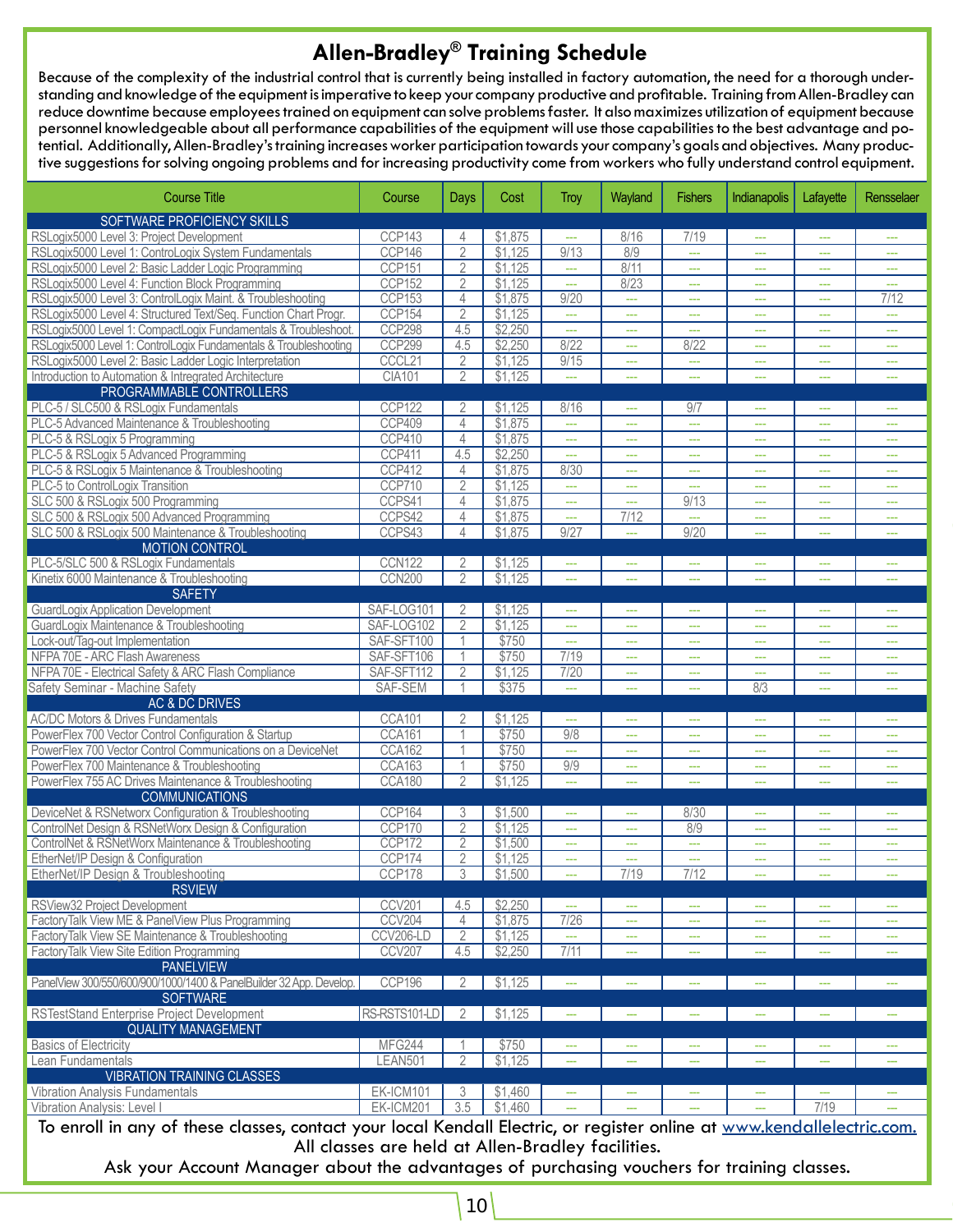# Allen-Bradley® Training Schedule

Because of the complexity of the industrial control that is currently being installed in factory automation, the need for a thorough understanding and knowledge of the equipment is imperative to keep your company productive and profitable. Training from Allen-Bradley can reduce downtime because employees trained on equipment can solve problems faster. It also maximizes utilization of equipment because personnel knowledgeable about all performance capabilities of the equipment will use those capabilities to the best advantage and potential. Additionally, Allen-Bradley's training increases worker participation towards your company's goals and objectives. Many productive suggestions for solving ongoing problems and for increasing productivity come from workers who fully understand control equipment.

| Course Title | Course | Days | Cost | Troy | Wayland | Fishers | Indianapolis | Lafayette | Rensselaer |
|---|---|---|---|---|---|---|---|---|---|
| **SOFTWARE PROFICIENCY SKILLS** | | | | | | | | | |
| RSLogix5000 Level 3: Project Development | CCP143 | 4 | $1,875 | --- | 8/16 | 7/19 | --- | --- | --- |
| RSLogix5000 Level 1: ControLogix System Fundamentals | CCP146 | 2 | $1,125 | 9/13 | 8/9 | --- | --- | --- | --- |
| RSLogix5000 Level 2: Basic Ladder Logic Programming | CCP151 | 2 | $1,125 | --- | 8/11 | --- | --- | --- | --- |
| RSLogix5000 Level 4: Function Block Programming | CCP152 | 2 | $1,125 | --- | 8/23 | --- | --- | --- | --- |
| RSLogix5000 Level 3: ControlLogix Maint. & Troubleshooting | CCP153 | 4 | $1,875 | 9/20 | --- | --- | --- | --- | 7/12 |
| RSLogix5000 Level 4: Structured Text/Seq. Function Chart Progr. | CCP154 | 2 | $1,125 | --- | --- | --- | --- | --- | --- |
| RSLogix5000 Level 1: CompactLogix Fundamentals & Troubleshoot. | CCP298 | 4.5 | $2,250 | --- | --- | --- | --- | --- | --- |
| RSLogix5000 Level 1: ControlLogix Fundamentals & Troubleshooting | CCP299 | 4.5 | $2,250 | 8/22 | --- | 8/22 | --- | --- | --- |
| RSLogix5000 Level 2: Basic Ladder Logic Interpretation | CCCL21 | 2 | $1,125 | 9/15 | --- | --- | --- | --- | --- |
| Introduction to Automation & Intregrated Architecture | CIA101 | 2 | $1,125 | --- | --- | --- | --- | --- | --- |
| **PROGRAMMABLE CONTROLLERS** | | | | | | | | | |
| PLC-5 / SLC500 & RSLogix Fundamentals | CCP122 | 2 | $1,125 | 8/16 | --- | 9/7 | --- | --- | --- |
| PLC-5 Advanced Maintenance & Troubleshooting | CCP409 | 4 | $1,875 | --- | --- | --- | --- | --- | --- |
| PLC-5 & RSLogix 5 Programming | CCP410 | 4 | $1,875 | --- | --- | --- | --- | --- | --- |
| PLC-5 & RSLogix 5 Advanced Programming | CCP411 | 4.5 | $2,250 | --- | --- | --- | --- | --- | --- |
| PLC-5 & RSLogix 5 Maintenance & Troubleshooting | CCP412 | 4 | $1,875 | 8/30 | --- | --- | --- | --- | --- |
| PLC-5 to ControlLogix Transition | CCP710 | 2 | $1,125 | --- | --- | --- | --- | --- | --- |
| SLC 500 & RSLogix 500 Programming | CCPS41 | 4 | $1,875 | --- | --- | 9/13 | --- | --- | --- |
| SLC 500 & RSLogix 500 Advanced Programming | CCPS42 | 4 | $1,875 | --- | 7/12 | --- | --- | --- | --- |
| SLC 500 & RSLogix 500 Maintenance & Troubleshooting | CCPS43 | 4 | $1,875 | 9/27 | --- | 9/20 | --- | --- | --- |
| **MOTION CONTROL** | | | | | | | | | |
| PLC-5/SLC 500 & RSLogix Fundamentals | CCN122 | 2 | $1,125 | --- | --- | --- | --- | --- | --- |
| Kinetix 6000 Maintenance & Troubleshooting | CCN200 | 2 | $1,125 | --- | --- | --- | --- | --- | --- |
| **SAFETY** | | | | | | | | | |
| GuardLogix Application Development | SAF-LOG101 | 2 | $1,125 | --- | --- | --- | --- | --- | --- |
| GuardLogix Maintenance & Troubleshooting | SAF-LOG102 | 2 | $1,125 | --- | --- | --- | --- | --- | --- |
| Lock-out/Tag-out Implementation | SAF-SFT100 | 1 | $750 | --- | --- | --- | --- | --- | --- |
| NFPA 70E - ARC Flash Awareness | SAF-SFT106 | 1 | $750 | 7/19 | --- | --- | --- | --- | --- |
| NFPA 70E - Electrical Safety & ARC Flash Compliance | SAF-SFT112 | 2 | $1,125 | 7/20 | --- | --- | --- | --- | --- |
| Safety Seminar - Machine Safety | SAF-SEM | 1 | $375 | --- | --- | --- | 8/3 | --- | --- |
| **AC & DC DRIVES** | | | | | | | | | |
| AC/DC Motors & Drives Fundamentals | CCA101 | 2 | $1,125 | --- | --- | --- | --- | --- | --- |
| PowerFlex 700 Vector Control Configuration & Startup | CCA161 | 1 | $750 | 9/8 | --- | --- | --- | --- | --- |
| PowerFlex 700 Vector Control Communications on a DeviceNet | CCA162 | 1 | $750 | --- | --- | --- | --- | --- | --- |
| PowerFlex 700 Maintenance & Troubleshooting | CCA163 | 1 | $750 | 9/9 | --- | --- | --- | --- | --- |
| PowerFlex 755 AC Drives Maintenance & Troubleshooting | CCA180 | 2 | $1,125 | --- | --- | --- | --- | --- | --- |
| **COMMUNICATIONS** | | | | | | | | | |
| DeviceNet & RSNetworx Configuration & Troubleshooting | CCP164 | 3 | $1,500 | --- | --- | 8/30 | --- | --- | --- |
| ControlNet Design & RSNetWorx Design & Configuration | CCP170 | 2 | $1,125 | --- | --- | 8/9 | --- | --- | --- |
| ControlNet & RSNetWorx Maintenance & Troubleshooting | CCP172 | 2 | $1,500 | --- | --- | --- | --- | --- | --- |
| EtherNet/IP Design & Configuration | CCP174 | 2 | $1,125 | --- | --- | --- | --- | --- | --- |
| EtherNet/IP Design & Troubleshooting | CCP178 | 3 | $1,500 | --- | 7/19 | 7/12 | --- | --- | --- |
| **RSVIEW** | | | | | | | | | |
| RSView32 Project Development | CCV201 | 4.5 | $2,250 | --- | --- | --- | --- | --- | --- |
| FactoryTalk View ME & PanelView Plus Programming | CCV204 | 4 | $1,875 | 7/26 | --- | --- | --- | --- | --- |
| FactoryTalk View SE Maintenance & Troubleshooting | CCV206-LD | 2 | $1,125 | --- | --- | --- | --- | --- | --- |
| FactoryTalk View Site Edition Programming | CCV207 | 4.5 | $2,250 | 7/11 | --- | --- | --- | --- | --- |
| **PANELVIEW** | | | | | | | | | |
| PanelView 300/550/600/900/1000/1400 & PanelBuilder 32 App. Develop. | CCP196 | 2 | $1,125 | --- | --- | --- | --- | --- | --- |
| **SOFTWARE** | | | | | | | | | |
| RSTestStand Enterprise Project Development | RS-RSTS101-LD | 2 | $1,125 | --- | --- | --- | --- | --- | --- |
| **QUALITY MANAGEMENT** | | | | | | | | | |
| Basics of Electricity | MFG244 | 1 | $750 | --- | --- | --- | --- | --- | --- |
| Lean Fundamentals | LEAN501 | 2 | $1,125 | --- | --- | --- | --- | --- | --- |
| **VIBRATION TRAINING CLASSES** | | | | | | | | | |
| Vibration Analysis Fundamentals | EK-ICM101 | 3 | $1,460 | --- | --- | --- | --- | --- | --- |
| Vibration Analysis: Level I | EK-ICM201 | 3.5 | $1,460 | --- | --- | --- | --- | 7/19 | --- |

To enroll in any of these classes, contact your local Kendall Electric, or register online at www.kendallelectric.com.

All classes are held at Allen-Bradley facilities.

Ask your Account Manager about the advantages of purchasing vouchers for training classes.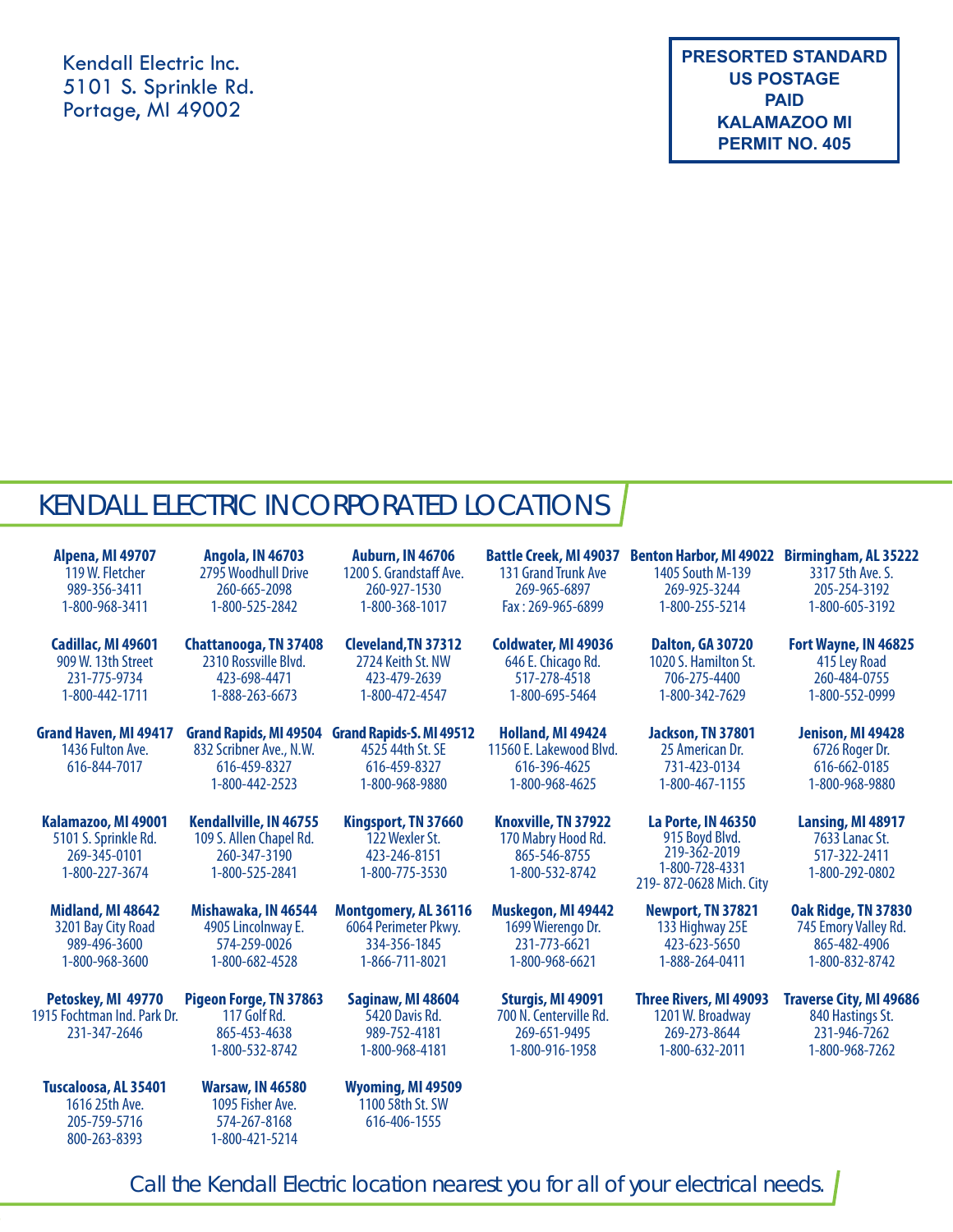Kendall Electric Inc.
5101 S. Sprinkle Rd.
Portage, MI 49002

PRESORTED STANDARD
US POSTAGE
PAID
KALAMAZOO MI
PERMIT NO. 405

## KENDALL ELECTRIC INCORPORATED LOCATIONS

**Alpena, MI 49707**
119 W. Fletcher
989-356-3411
1-800-968-3411

**Angola, IN 46703**
2795 Woodhull Drive
260-665-2098
1-800-525-2842

**Auburn, IN 46706**
1200 S. Grandstaff Ave.
260-927-1530
1-800-368-1017

**Battle Creek, MI 49037**
131 Grand Trunk Ave
269-965-6897
Fax : 269-965-6899

**Benton Harbor, MI 49022**
1405 South M-139
269-925-3244
1-800-255-5214

**Birmingham, AL 35222**
3317 5th Ave. S.
205-254-3192
1-800-605-3192

**Cadillac, MI 49601**
909 W. 13th Street
231-775-9734
1-800-442-1711

**Chattanooga, TN 37408**
2310 Rossville Blvd.
423-698-4471
1-888-263-6673

**Cleveland,TN 37312**
2724 Keith St. NW
423-479-2639
1-800-472-4547

**Coldwater, MI 49036**
646 E. Chicago Rd.
517-278-4518
1-800-695-5464

**Dalton, GA 30720**
1020 S. Hamilton St.
706-275-4400
1-800-342-7629

**Fort Wayne, IN 46825**
415 Ley Road
260-484-0755
1-800-552-0999

**Grand Haven, MI 49417**
1436 Fulton Ave.
616-844-7017

**Grand Rapids, MI 49504**
832 Scribner Ave., N.W.
616-459-8327
1-800-442-2523

**Grand Rapids-S. MI 49512**
4525 44th St. SE
616-459-8327
1-800-968-9880

**Holland, MI 49424**
11560 E. Lakewood Blvd.
616-396-4625
1-800-968-4625

**Jackson, TN 37801**
25 American Dr.
731-423-0134
1-800-467-1155

**Jenison, MI 49428**
6726 Roger Dr.
616-662-0185
1-800-968-9880

**Kalamazoo, MI 49001**
5101 S. Sprinkle Rd.
269-345-0101
1-800-227-3674

**Kendallville, IN 46755**
109 S. Allen Chapel Rd.
260-347-3190
1-800-525-2841

**Kingsport, TN 37660**
122 Wexler St.
423-246-8151
1-800-775-3530

**Knoxville, TN 37922**
170 Mabry Hood Rd.
865-546-8755
1-800-532-8742

**La Porte, IN 46350**
915 Boyd Blvd.
219-362-2019
1-800-728-4331
219- 872-0628 Mich. City

**Lansing, MI 48917**
7633 Lanac St.
517-322-2411
1-800-292-0802

**Midland, MI 48642**
3201 Bay City Road
989-496-3600
1-800-968-3600

**Mishawaka, IN 46544**
4905 Lincolnway E.
574-259-0026
1-800-682-4528

**Montgomery, AL 36116**
6064 Perimeter Pkwy.
334-356-1845
1-866-711-8021

**Muskegon, MI 49442**
1699 Wierengo Dr.
231-773-6621
1-800-968-6621

**Newport, TN 37821**
133 Highway 25E
423-623-5650
1-888-264-0411

**Oak Ridge, TN 37830**
745 Emory Valley Rd.
865-482-4906
1-800-832-8742

**Petoskey, MI 49770**
1915 Fochtman Ind. Park Dr.
231-347-2646

**Pigeon Forge, TN 37863**
117 Golf Rd.
865-453-4638
1-800-532-8742

**Saginaw, MI 48604**
5420 Davis Rd.
989-752-4181
1-800-968-4181

**Sturgis, MI 49091**
700 N. Centerville Rd.
269-651-9495
1-800-916-1958

**Three Rivers, MI 49093**
1201 W. Broadway
269-273-8644
1-800-632-2011

**Traverse City, MI 49686**
840 Hastings St.
231-946-7262
1-800-968-7262

**Tuscaloosa, AL 35401**
1616 25th Ave.
205-759-5716
800-263-8393

**Warsaw, IN 46580**
1095 Fisher Ave.
574-267-8168
1-800-421-5214

**Wyoming, MI 49509**
1100 58th St. SW
616-406-1555

Call the Kendall Electric location nearest you for all of your electrical needs.